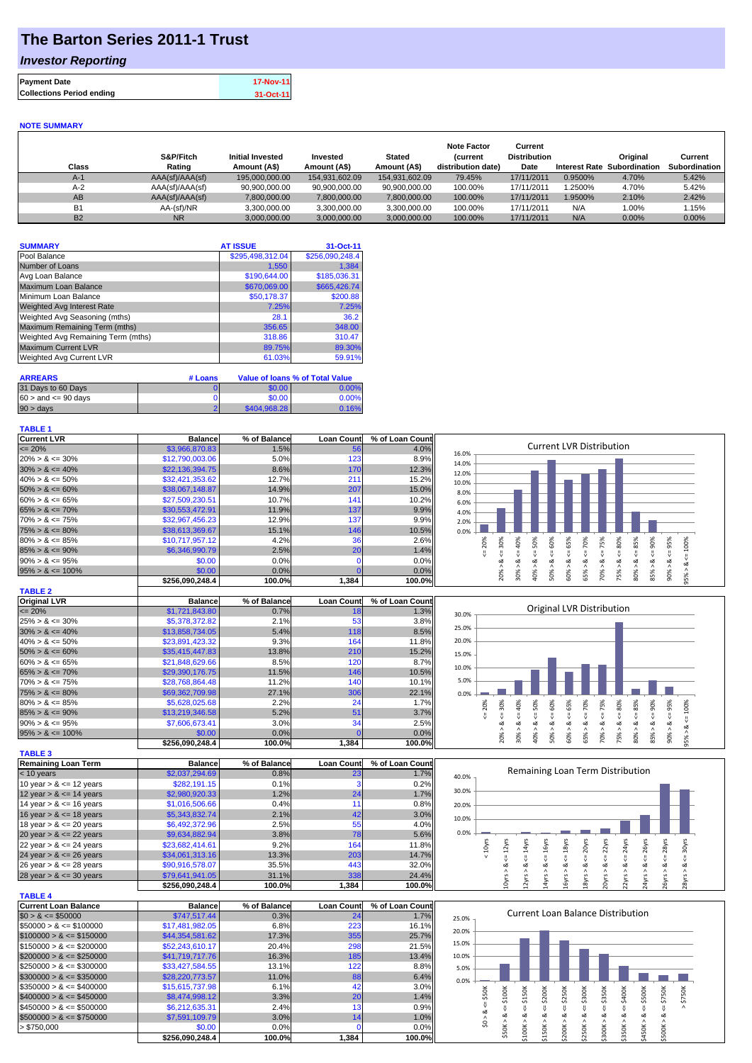# The Barton Series 2011-1 Trust

## *Investor Reporting*

| **Payment Date** | **17-Nov-11** |
|---|---|
| **Collections Period ending** | **31-Oct-11** |

**NOTE SUMMARY**

| Class | S&P/Fitch Rating | Initial Invested Amount (A$) | Invested Amount (A$) | Stated Amount (A$) | Note Factor (current distribution date) | Current Distribution Date | Interest Rate | Original Subordination | Current Subordination |
|---|---|---|---|---|---|---|---|---|---|
| A-1 | AAA(sf)/AAA(sf) | 195,000,000.00 | 154,931,602.09 | 154,931,602.09 | 79.45% | 17/11/2011 | 0.9500% | 4.70% | 5.42% |
| A-2 | AAA(sf)/AAA(sf) | 90,900,000.00 | 90,900,000.00 | 90,900,000.00 | 100.00% | 17/11/2011 | 1.2500% | 4.70% | 5.42% |
| AB | AAA(sf)/AAA(sf) | 7,800,000.00 | 7,800,000.00 | 7,800,000.00 | 100.00% | 17/11/2011 | 1.9500% | 2.10% | 2.42% |
| B1 | AA-(sf)/NR | 3,300,000.00 | 3,300,000.00 | 3,300,000.00 | 100.00% | 17/11/2011 | N/A | 1.00% | 1.15% |
| B2 | NR | 3,000,000.00 | 3,000,000.00 | 3,000,000.00 | 100.00% | 17/11/2011 | N/A | 0.00% | 0.00% |

| SUMMARY | AT ISSUE | 31-Oct-11 |
|---|---|---|
| Pool Balance | $295,498,312.04 | $256,090,248.4 |
| Number of Loans | 1,550 | 1,384 |
| Avg Loan Balance | $190,644.00 | $185,036.31 |
| Maximum Loan Balance | $670,069.00 | $665,426.74 |
| Minimum Loan Balance | $50,178.37 | $200.88 |
| Weighted Avg Interest Rate | 7.25% | 7.25% |
| Weighted Avg Seasoning (mths) | 28.1 | 36.2 |
| Maximum Remaining Term (mths) | 356.65 | 348.00 |
| Weighted Avg Remaining Term (mths) | 318.86 | 310.47 |
| Maximum Current LVR | 89.75% | 89.30% |
| Weighted Avg Current LVR | 61.03% | 59.91% |

| ARREARS | # Loans | Value of loans | % of Total Value |
|---|---|---|---|
| 31 Days to 60 Days | 0 | $0.00 | 0.00% |
| 60 > and <= 90 days | 0 | $0.00 | 0.00% |
| 90 > days | 2 | $404,968.28 | 0.16% |

**TABLE 1**

| Current LVR | Balance | % of Balance | Loan Count | % of Loan Count |
|---|---|---|---|---|
| <= 20% | $3,966,870.83 | 1.5% | 56 | 4.0% |
| 20% > & <= 30% | $12,790,003.06 | 5.0% | 123 | 8.9% |
| 30% > & <= 40% | $22,136,394.75 | 8.6% | 170 | 12.3% |
| 40% > & <= 50% | $32,421,353.62 | 12.7% | 211 | 15.2% |
| 50% > & <= 60% | $38,067,148.87 | 14.9% | 207 | 15.0% |
| 60% > & <= 65% | $27,509,230.51 | 10.7% | 141 | 10.2% |
| 65% > & <= 70% | $30,553,472.91 | 11.9% | 137 | 9.9% |
| 70% > & <= 75% | $32,967,456.23 | 12.9% | 137 | 9.9% |
| 75% > & <= 80% | $38,613,369.67 | 15.1% | 146 | 10.5% |
| 80% > & <= 85% | $10,717,957.12 | 4.2% | 36 | 2.6% |
| 85% > & <= 90% | $6,346,990.79 | 2.5% | 20 | 1.4% |
| 90% > & <= 95% | $0.00 | 0.0% | 0 | 0.0% |
| 95% > & <= 100% | $0.00 | 0.0% | 0 | 0.0% |
| | $256,090,248.4 | 100.0% | 1,384 | 100.0% |

**TABLE 2**

| Original LVR | Balance | % of Balance | Loan Count | % of Loan Count |
|---|---|---|---|---|
| <= 20% | $1,721,843.80 | 0.7% | 18 | 1.3% |
| 25% > & <= 30% | $5,378,372.82 | 2.1% | 53 | 3.8% |
| 30% > & <= 40% | $13,858,734.05 | 5.4% | 118 | 8.5% |
| 40% > & <= 50% | $23,891,423.32 | 9.3% | 164 | 11.8% |
| 50% > & <= 60% | $35,415,447.83 | 13.8% | 210 | 15.2% |
| 60% > & <= 65% | $21,848,629.66 | 8.5% | 120 | 8.7% |
| 65% > & <= 70% | $29,390,176.75 | 11.5% | 146 | 10.5% |
| 70% > & <= 75% | $28,768,864.48 | 11.2% | 140 | 10.1% |
| 75% > & <= 80% | $69,362,709.98 | 27.1% | 306 | 22.1% |
| 80% > & <= 85% | $5,628,025.68 | 2.2% | 24 | 1.7% |
| 85% > & <= 90% | $13,219,346.58 | 5.2% | 51 | 3.7% |
| 90% > & <= 95% | $7,606,673.41 | 3.0% | 34 | 2.5% |
| 95% > & <= 100% | $0.00 | 0.0% | 0 | 0.0% |
| | $256,090,248.4 | 100.0% | 1,384 | 100.0% |

**TABLE 3**

| Remaining Loan Term | Balance | % of Balance | Loan Count | % of Loan Count |
|---|---|---|---|---|
| < 10 years | $2,037,294.69 | 0.8% | 23 | 1.7% |
| 10 year > & <= 12 years | $282,191.15 | 0.1% | 3 | 0.2% |
| 12 year > & <= 14 years | $2,980,920.33 | 1.2% | 24 | 1.7% |
| 14 year > & <= 16 years | $1,016,506.66 | 0.4% | 11 | 0.8% |
| 16 year > & <= 18 years | $5,343,832.74 | 2.1% | 42 | 3.0% |
| 18 year > & <= 20 years | $6,492,372.96 | 2.5% | 55 | 4.0% |
| 20 year > & <= 22 years | $9,634,882.94 | 3.8% | 78 | 5.6% |
| 22 year > & <= 24 years | $23,682,414.61 | 9.2% | 164 | 11.8% |
| 24 year > & <= 26 years | $34,061,313.16 | 13.3% | 203 | 14.7% |
| 26 year > & <= 28 years | $90,916,578.07 | 35.5% | 443 | 32.0% |
| 28 year > & <= 30 years | $79,641,941.05 | 31.1% | 338 | 24.4% |
| | $256,090,248.4 | 100.0% | 1,384 | 100.0% |

**TABLE 4**

| Current Loan Balance | Balance | % of Balance | Loan Count | % of Loan Count |
|---|---|---|---|---|
| $0 > & <= $50000 | $747,517.44 | 0.3% | 24 | 1.7% |
| $50000 > & <= $100000 | $17,481,982.05 | 6.8% | 223 | 16.1% |
| $100000 > & <= $150000 | $44,354,581.62 | 17.3% | 355 | 25.7% |
| $150000 > & <= $200000 | $52,243,610.17 | 20.4% | 298 | 21.5% |
| $200000 > & <= $250000 | $41,719,717.76 | 16.3% | 185 | 13.4% |
| $250000 > & <= $300000 | $33,427,584.55 | 13.1% | 122 | 8.8% |
| $300000 > & <= $350000 | $28,220,773.57 | 11.0% | 88 | 6.4% |
| $350000 > & <= $400000 | $15,615,737.98 | 6.1% | 42 | 3.0% |
| $400000 > & <= $450000 | $8,474,998.12 | 3.3% | 20 | 1.4% |
| $450000 > & <= $500000 | $6,212,635.31 | 2.4% | 13 | 0.9% |
| $500000 > & <= $750000 | $7,591,109.79 | 3.0% | 14 | 1.0% |
| > $750,000 | $0.00 | 0.0% | 0 | 0.0% |
| | $256,090,248.4 | 100.0% | 1,384 | 100.0% |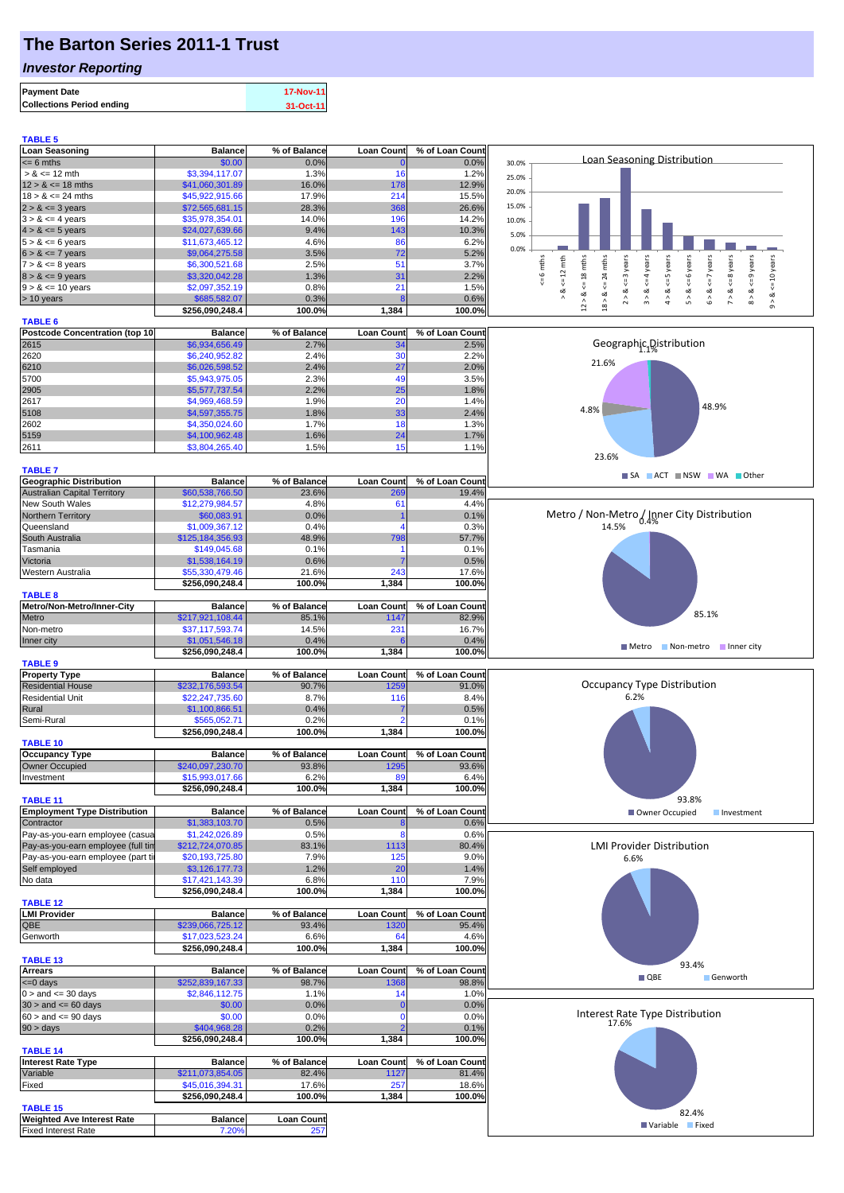# The Barton Series 2011-1 Trust

## *Investor Reporting*

| | |
|---|---|
| **Payment Date** | **17-Nov-11** |
| **Collections Period ending** | **31-Oct-11** |

**TABLE 5**

| Loan Seasoning | Balance | % of Balance | Loan Count | % of Loan Count |
|---|---|---|---|---|
| <= 6 mths | $0.00 | 0.0% | 0 | 0.0% |
| > & <= 12 mth | $3,394,117.07 | 1.3% | 16 | 1.2% |
| 12 > & <= 18 mths | $41,060,301.89 | 16.0% | 178 | 12.9% |
| 18 > & <= 24 mths | $45,922,915.66 | 17.9% | 214 | 15.5% |
| 2 > & <= 3 years | $72,565,681.15 | 28.3% | 368 | 26.6% |
| 3 > & <= 4 years | $35,978,354.01 | 14.0% | 196 | 14.2% |
| 4 > & <= 5 years | $24,027,639.66 | 9.4% | 143 | 10.3% |
| 5 > & <= 6 years | $11,673,465.12 | 4.6% | 86 | 6.2% |
| 6 > & <= 7 years | $9,064,275.58 | 3.5% | 72 | 5.2% |
| 7 > & <= 8 years | $6,300,521.68 | 2.5% | 51 | 3.7% |
| 8 > & <= 9 years | $3,320,042.28 | 1.3% | 31 | 2.2% |
| 9 > & <= 10 years | $2,097,352.19 | 0.8% | 21 | 1.5% |
| > 10 years | $685,582.07 | 0.3% | 8 | 0.6% |
| | **$256,090,248.4** | **100.0%** | **1,384** | **100.0%** |

Loan Seasoning Distribution
30.0%
25.0%
20.0%
15.0%
10.0%
5.0%
0.0%
<= 6 mths
> & <= 12 mth
12 > & <= 18 mths
18 > & <= 24 mths
2 > & <= 3 years
3 > & <= 4 years
4 > & <= 5 years
5 > & <= 6 years
6 > & <= 7 years
7 > & <= 8 years
8 > & <= 9 years
9 > & <= 10 years

**TABLE 6**

| Postcode Concentration (top 10) | Balance | % of Balance | Loan Count | % of Loan Count |
|---|---|---|---|---|
| 2615 | $6,934,656.49 | 2.7% | 34 | 2.5% |
| 2620 | $6,240,952.82 | 2.4% | 30 | 2.2% |
| 6210 | $6,026,598.52 | 2.4% | 27 | 2.0% |
| 5700 | $5,943,975.05 | 2.3% | 49 | 3.5% |
| 2905 | $5,577,737.54 | 2.2% | 25 | 1.8% |
| 2617 | $4,969,468.59 | 1.9% | 20 | 1.4% |
| 5108 | $4,597,355.75 | 1.8% | 33 | 2.4% |
| 2602 | $4,350,024.60 | 1.7% | 18 | 1.3% |
| 5159 | $4,100,962.48 | 1.6% | 24 | 1.7% |
| 2611 | $3,804,265.40 | 1.5% | 15 | 1.1% |

Geographic Distribution
1.1%
21.6%
48.9%
4.8%
23.6%
SA ACT NSW WA Other

**TABLE 7**

| Geographic Distribution | Balance | % of Balance | Loan Count | % of Loan Count |
|---|---|---|---|---|
| Australian Capital Territory | $60,538,766.50 | 23.6% | 269 | 19.4% |
| New South Wales | $12,279,984.57 | 4.8% | 61 | 4.4% |
| Northern Territory | $60,083.91 | 0.0% | 1 | 0.1% |
| Queensland | $1,009,367.12 | 0.4% | 4 | 0.3% |
| South Australia | $125,184,356.93 | 48.9% | 798 | 57.7% |
| Tasmania | $149,045.68 | 0.1% | 1 | 0.1% |
| Victoria | $1,538,164.19 | 0.6% | 7 | 0.5% |
| Western Australia | $55,330,479.46 | 21.6% | 243 | 17.6% |
| | **$256,090,248.4** | **100.0%** | **1,384** | **100.0%** |

Metro / Non-Metro / Inner City Distribution
0.4%
14.5%
85.1%
Metro Non-metro Inner city

**TABLE 8**

| Metro/Non-Metro/Inner-City | Balance | % of Balance | Loan Count | % of Loan Count |
|---|---|---|---|---|
| Metro | $217,921,108.44 | 85.1% | 1147 | 82.9% |
| Non-metro | $37,117,593.74 | 14.5% | 231 | 16.7% |
| Inner city | $1,051,546.18 | 0.4% | 6 | 0.4% |
| | **$256,090,248.4** | **100.0%** | **1,384** | **100.0%** |

**TABLE 9**

| Property Type | Balance | % of Balance | Loan Count | % of Loan Count |
|---|---|---|---|---|
| Residential House | $232,176,593.54 | 90.7% | 1259 | 91.0% |
| Residential Unit | $22,247,735.60 | 8.7% | 116 | 8.4% |
| Rural | $1,100,866.51 | 0.4% | 7 | 0.5% |
| Semi-Rural | $565,052.71 | 0.2% | 2 | 0.1% |
| | **$256,090,248.4** | **100.0%** | **1,384** | **100.0%** |

Occupancy Type Distribution
6.2%
93.8%
Owner Occupied Investment

**TABLE 10**

| Occupancy Type | Balance | % of Balance | Loan Count | % of Loan Count |
|---|---|---|---|---|
| Owner Occupied | $240,097,230.70 | 93.8% | 1295 | 93.6% |
| Investment | $15,993,017.66 | 6.2% | 89 | 6.4% |
| | **$256,090,248.4** | **100.0%** | **1,384** | **100.0%** |

**TABLE 11**

| Employment Type Distribution | Balance | % of Balance | Loan Count | % of Loan Count |
|---|---|---|---|---|
| Contractor | $1,383,103.70 | 0.5% | 8 | 0.6% |
| Pay-as-you-earn employee (casua | $1,242,026.89 | 0.5% | 8 | 0.6% |
| Pay-as-you-earn employee (full tim | $212,724,070.85 | 83.1% | 1113 | 80.4% |
| Pay-as-you-earn employee (part ti | $20,193,725.80 | 7.9% | 125 | 9.0% |
| Self employed | $3,126,177.73 | 1.2% | 20 | 1.4% |
| No data | $17,421,143.39 | 6.8% | 110 | 7.9% |
| | **$256,090,248.4** | **100.0%** | **1,384** | **100.0%** |

LMI Provider Distribution
6.6%
93.4%
QBE Genworth

**TABLE 12**

| LMI Provider | Balance | % of Balance | Loan Count | % of Loan Count |
|---|---|---|---|---|
| QBE | $239,066,725.12 | 93.4% | 1320 | 95.4% |
| Genworth | $17,023,523.24 | 6.6% | 64 | 4.6% |
| | **$256,090,248.4** | **100.0%** | **1,384** | **100.0%** |

**TABLE 13**

| Arrears | Balance | % of Balance | Loan Count | % of Loan Count |
|---|---|---|---|---|
| <=0 days | $252,839,167.33 | 98.7% | 1368 | 98.8% |
| 0 > and <= 30 days | $2,846,112.75 | 1.1% | 14 | 1.0% |
| 30 > and <= 60 days | $0.00 | 0.0% | 0 | 0.0% |
| 60 > and <= 90 days | $0.00 | 0.0% | 0 | 0.0% |
| 90 > days | $404,968.28 | 0.2% | 2 | 0.1% |
| | **$256,090,248.4** | **100.0%** | **1,384** | **100.0%** |

Interest Rate Type Distribution
17.6%
82.4%
Variable Fixed

**TABLE 14**

| Interest Rate Type | Balance | % of Balance | Loan Count | % of Loan Count |
|---|---|---|---|---|
| Variable | $211,073,854.05 | 82.4% | 1127 | 81.4% |
| Fixed | $45,016,394.31 | 17.6% | 257 | 18.6% |
| | **$256,090,248.4** | **100.0%** | **1,384** | **100.0%** |

**TABLE 15**

| Weighted Ave Interest Rate | Balance | Loan Count |
|---|---|---|
| Fixed Interest Rate | 7.20% | 257 |